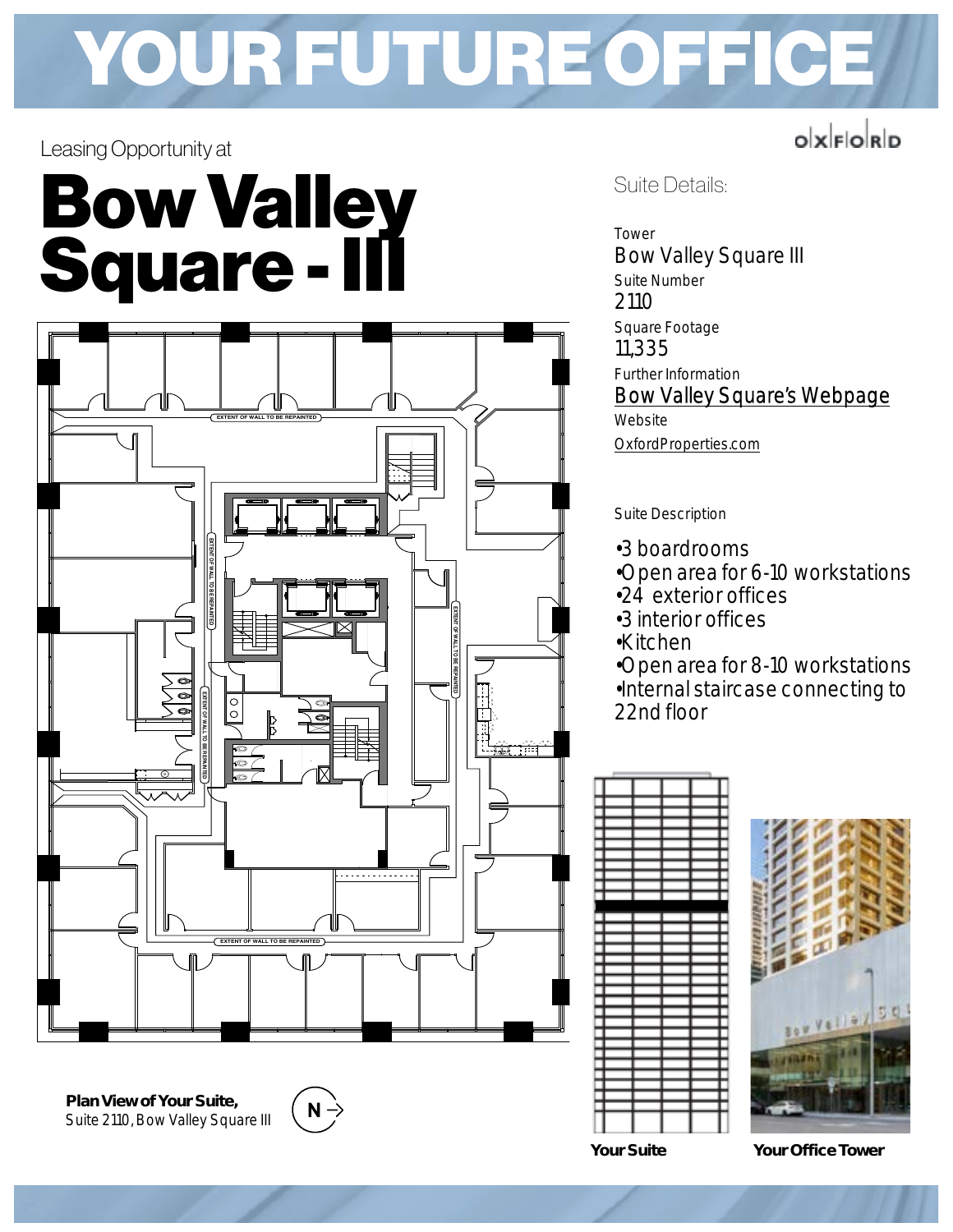# YOUR FUTURE OFFICE

Leasing Opportunity at

# Bow Valley Square - III

Plan View of Your Suite,
Suite 2110, Bow Valley Square III

## Suite Details:

Tower
Bow Valley Square III

Suite Number
2110

Square Footage
11,335

Further Information
Bow Valley Square's Webpage

Website
OxfordProperties.com

Suite Description

- 3 boardrooms
- Open area for 6-10 workstations
- 24 exterior offices
- 3 interior offices
- Kitchen
- Open area for 8-10 workstations
- Internal staircase connecting to 22nd floor

Your Suite

Your Office Tower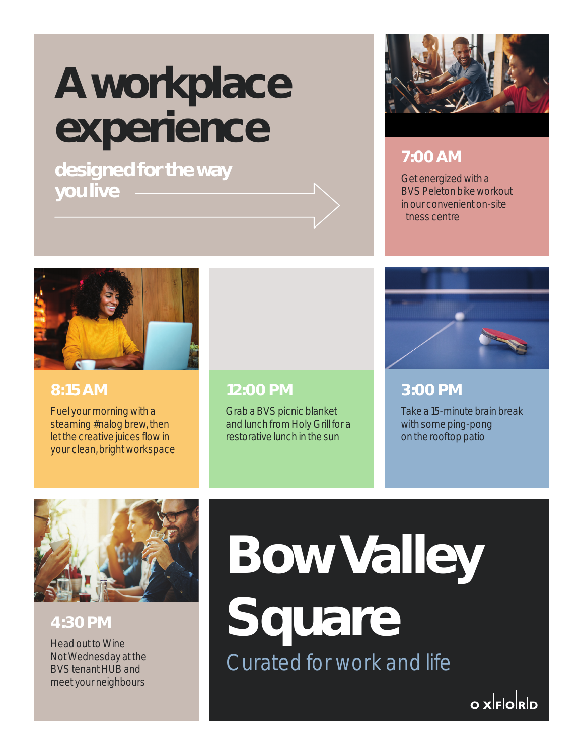# A workplace experience

**designed for the way you live**

## 7:00 AM

Get energized with a BVS Peleton bike workout in our convenient on-site tness centre

## 8:15 AM

Fuel your morning with a steaming #nalog brew, then let the creative juices flow in your clean, bright workspace

## 12:00 PM

Grab a BVS picnic blanket and lunch from Holy Grill for a restorative lunch in the sun

## 3:00 PM

Take a 15-minute brain break with some ping-pong on the rooftop patio

## 4:30 PM

Head out to Wine Not Wednesday at the BVS tenant HUB and meet your neighbours

# Bow Valley Square

Curated for work and life

OXFORD